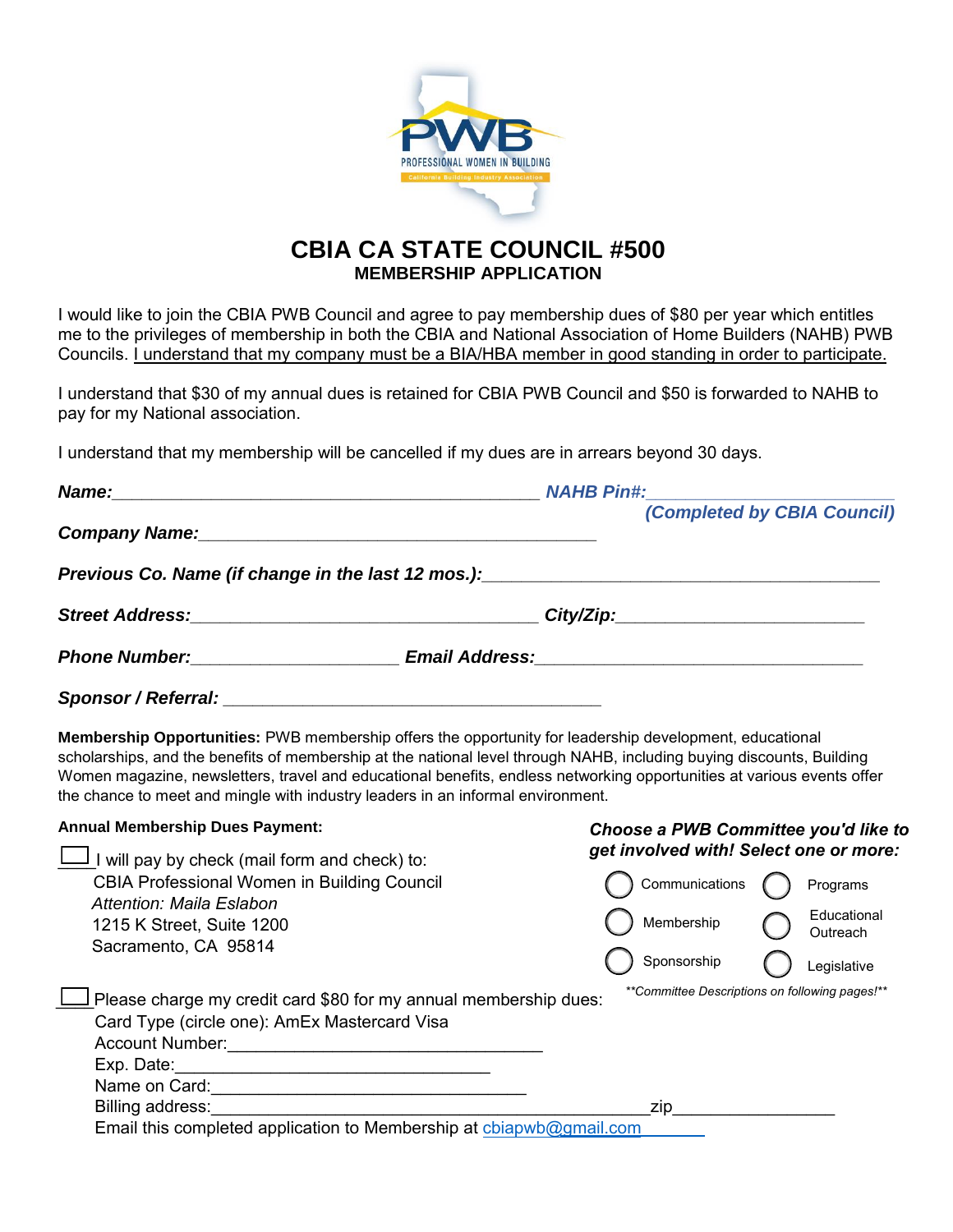# CBIA CA STATE COUNCIL #500

## MEMBERSHIP APPLICATION

I would like to join the CBIA PWB Council and agree to pay membership dues of $80 per year which entitles me to the privileges of membership in both the CBIA and National Association of Home Builders (NAHB) PWB Councils. <u>I understand that my company must be a BIA/HBA member in good standing in order to participate.</u>

I understand that $30 of my annual dues is retained for CBIA PWB Council and $50 is forwarded to NAHB to pay for my National association.

I understand that my membership will be cancelled if my dues are in arrears beyond 30 days.

***Name:*** ______________________________ ***NAHB Pin#:*** ______________________
***(Completed by CBIA Council)***

***Company Name:*** ______________________________

***Previous Co. Name (if change in the last 12 mos.):*** ______________________________

***Street Address:*** ______________________________ ***City/Zip:*** ______________________

***Phone Number:*** ____________________ ***Email Address:*** ______________________________

***Sponsor / Referral:*** ______________________________

**Membership Opportunities:** PWB membership offers the opportunity for leadership development, educational scholarships, and the benefits of membership at the national level through NAHB, including buying discounts, Building Women magazine, newsletters, travel and educational benefits, endless networking opportunities at various events offer the chance to meet and mingle with industry leaders in an informal environment.

**Annual Membership Dues Payment:**

☐ I will pay by check (mail form and check) to:
CBIA Professional Women in Building Council
*Attention: Maila Eslabon*
1215 K Street, Suite 1200
Sacramento, CA 95814

☐ Please charge my credit card $80 for my annual membership dues:
Card Type (circle one): AmEx Mastercard Visa
Account Number: ______________________________
Exp. Date: ______________________________
Name on Card: ______________________________
Billing address: ______________________________ zip ______________
Email this completed application to Membership at cbiapwb@gmail.com

***Choose a PWB Committee you'd like to get involved with! Select one or more:***

- ◯ Communications
- ◯ Programs
- ◯ Membership
- ◯ Educational Outreach
- ◯ Sponsorship
- ◯ Legislative

*\*\*Committee Descriptions on following pages!\*\**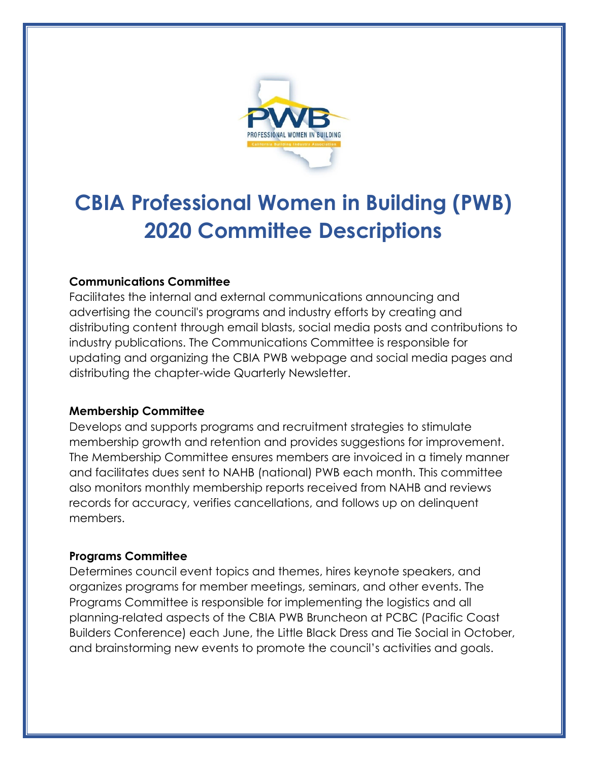# CBIA Professional Women in Building (PWB) 2020 Committee Descriptions

**Communications Committee**

Facilitates the internal and external communications announcing and advertising the council's programs and industry efforts by creating and distributing content through email blasts, social media posts and contributions to industry publications. The Communications Committee is responsible for updating and organizing the CBIA PWB webpage and social media pages and distributing the chapter-wide Quarterly Newsletter.

**Membership Committee**

Develops and supports programs and recruitment strategies to stimulate membership growth and retention and provides suggestions for improvement. The Membership Committee ensures members are invoiced in a timely manner and facilitates dues sent to NAHB (national) PWB each month. This committee also monitors monthly membership reports received from NAHB and reviews records for accuracy, verifies cancellations, and follows up on delinquent members.

**Programs Committee**

Determines council event topics and themes, hires keynote speakers, and organizes programs for member meetings, seminars, and other events. The Programs Committee is responsible for implementing the logistics and all planning-related aspects of the CBIA PWB Bruncheon at PCBC (Pacific Coast Builders Conference) each June, the Little Black Dress and Tie Social in October, and brainstorming new events to promote the council's activities and goals.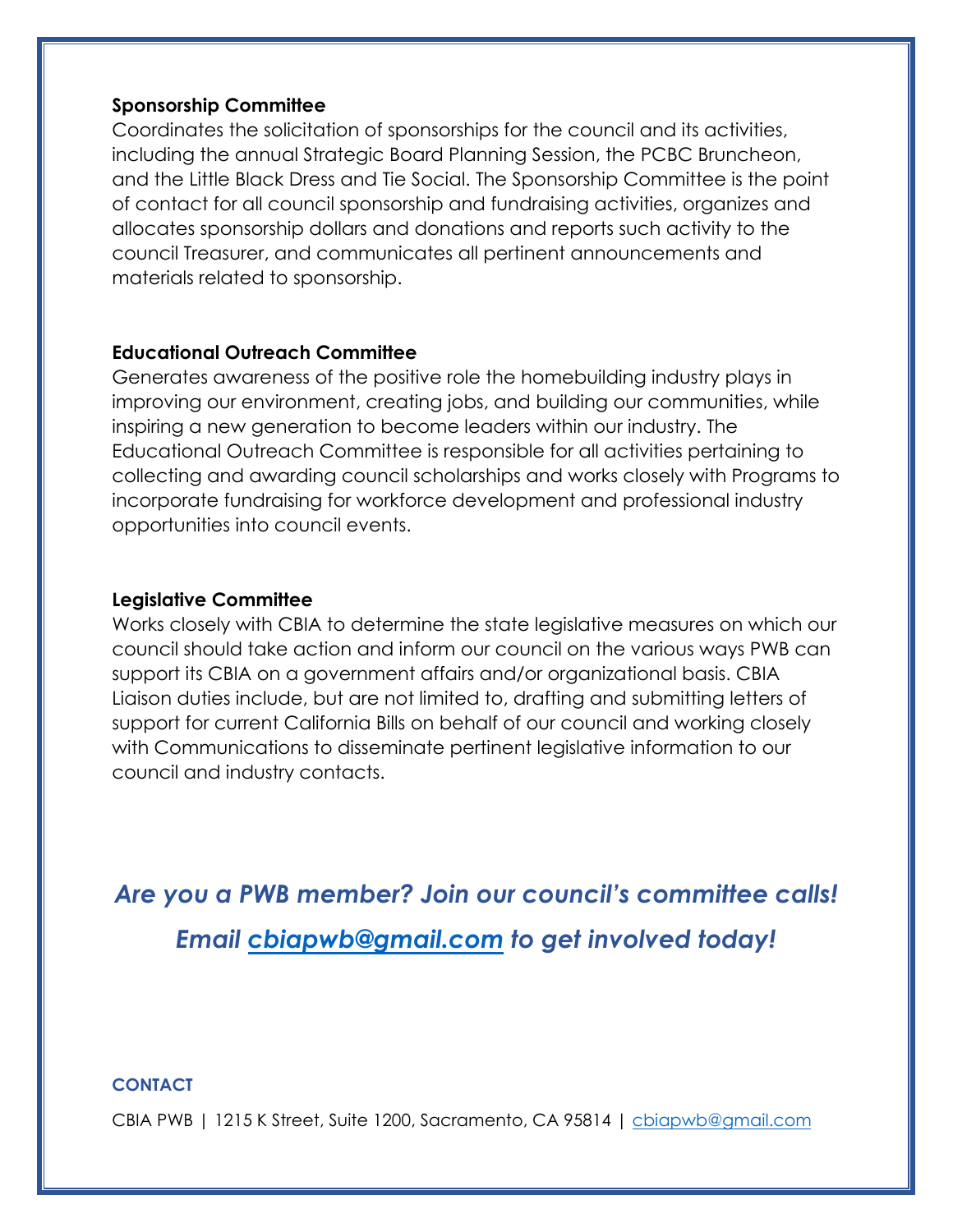**Sponsorship Committee**

Coordinates the solicitation of sponsorships for the council and its activities, including the annual Strategic Board Planning Session, the PCBC Bruncheon, and the Little Black Dress and Tie Social. The Sponsorship Committee is the point of contact for all council sponsorship and fundraising activities, organizes and allocates sponsorship dollars and donations and reports such activity to the council Treasurer, and communicates all pertinent announcements and materials related to sponsorship.

**Educational Outreach Committee**

Generates awareness of the positive role the homebuilding industry plays in improving our environment, creating jobs, and building our communities, while inspiring a new generation to become leaders within our industry. The Educational Outreach Committee is responsible for all activities pertaining to collecting and awarding council scholarships and works closely with Programs to incorporate fundraising for workforce development and professional industry opportunities into council events.

**Legislative Committee**

Works closely with CBIA to determine the state legislative measures on which our council should take action and inform our council on the various ways PWB can support its CBIA on a government affairs and/or organizational basis. CBIA Liaison duties include, but are not limited to, drafting and submitting letters of support for current California Bills on behalf of our council and working closely with Communications to disseminate pertinent legislative information to our council and industry contacts.

***Are you a PWB member? Join our council's committee calls!***

***Email cbiapwb@gmail.com to get involved today!***

**CONTACT**

CBIA PWB | 1215 K Street, Suite 1200, Sacramento, CA 95814 | cbiapwb@gmail.com